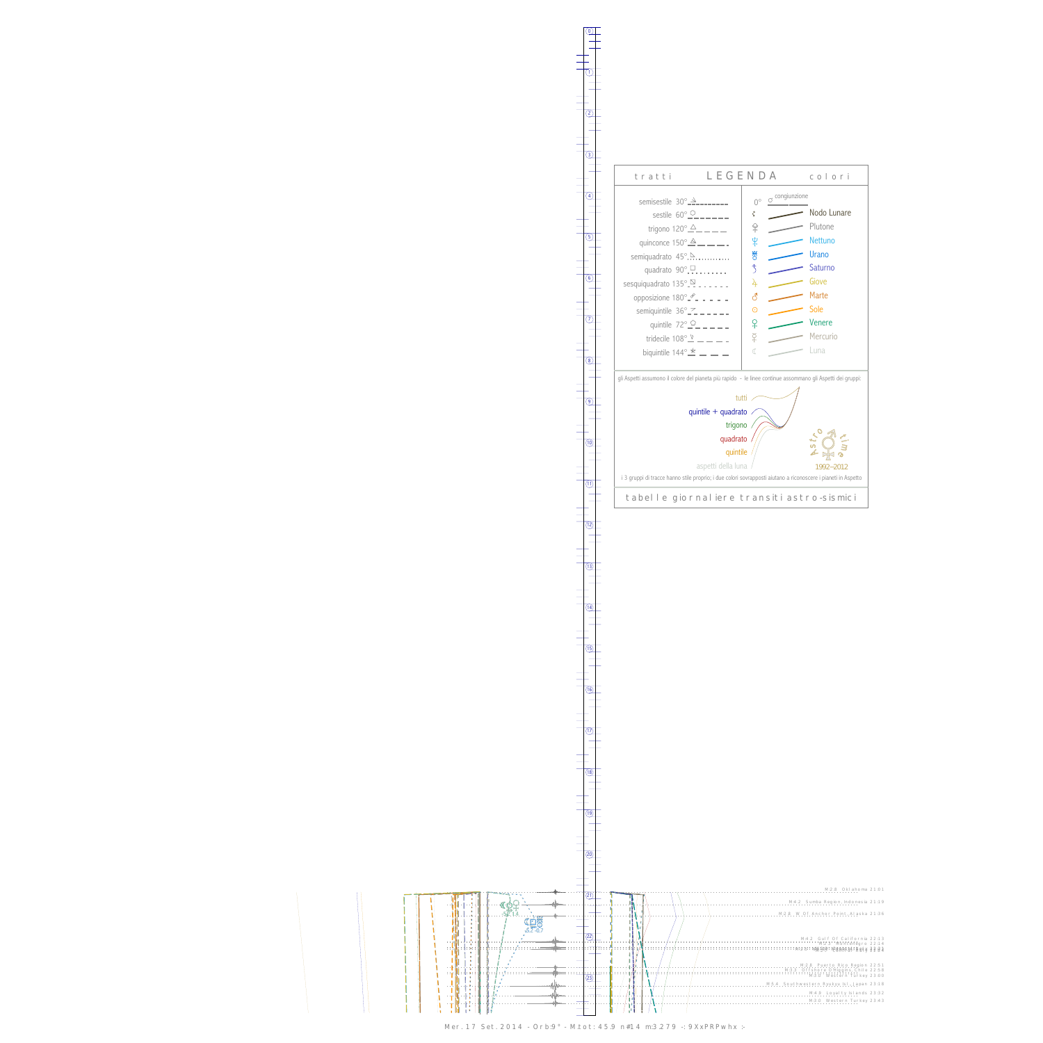## LEGENDA

| tratti | | colori | |
|---|---|---|---|
| semisestile 30° | | 0° ☌ congiunzione | |
| sestile 60° | | ☊ | Nodo Lunare |
| trigono 120° | | ♇ | Plutone |
| quinconce 150° | | ♆ | Nettuno |
| semiquadrato 45° | | ♅ | Urano |
| quadrato 90° | | ♄ | Saturno |
| sesquiquadrato 135° | | ♃ | Giove |
| opposizione 180° | | ♂ | Marte |
| semiquintile 36° | | ☉ | Sole |
| quintile 72° | | ♀ | Venere |
| tridecile 108° | | ☿ | Mercurio |
| biquintile 144° | | ☾ | Luna |

gli Aspetti assumono il colore del pianeta più rapido - le linee continue assommano gli Aspetti dei gruppi:

- tutti
- quintile + quadrato
- trigono
- quadrato
- quintile
- aspetti della luna

Astro time 1992–2012

i 3 gruppi di tracce hanno stile proprio; i due colori sovrapposti aiutano a riconoscere i pianeti in Aspetto

tabelle giornaliere transiti astro-sismici

- M 2.8 Oklahoma 21:01
- M 4.2 Sumba Region Indonesia 21:19
- M 2.6 W Of Anchor Point Alaska 21:36
- M 4.2 Gulf Of California 22:11
- M 4.6 Montenegro 22:14
- M 3.5 Offshore O'Higgins Chile 22:58
- M 3.8 Puerto Rico Region 22:51
- M 3.0 Western Turkey 23:00
- M 5.4 Southwestern Ryukyu Isl. Japan 23:18
- M 4.8 Loyalty Islands 23:32
- M 3.0 Western Turkey 23:43

Mer. 17 Set. 2014 - Orb:9° - M.tot: 45.9 n#14 m:3.279 -: 9XxPRPwhx :-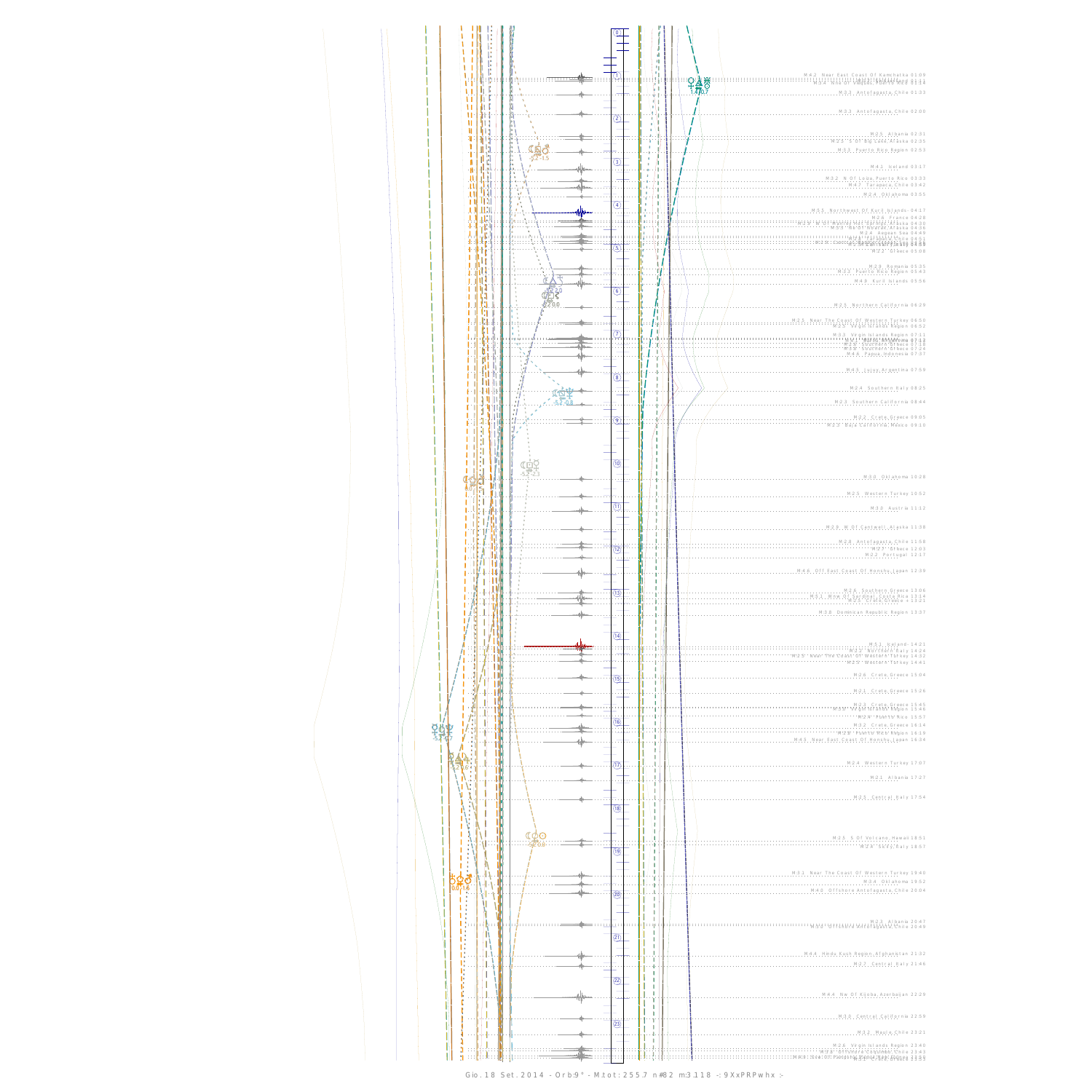M 4.2 Near East Coast Of Kamchatka 01:09
M 3.4 Nne Of Vieques, Puerto Rico 01:14
M 3.3 Antofagasta, Chile 01:33
M 3.3 Antofagasta, Chile 02:00
M 2.5 Albania 02:31
M 2.5 S Of Big Lake, Alaska 02:35
M 3.3 Puerto Rico Region 02:53
M 4.1 Iceland 03:17
M 3.2 N Of Loiza, Puerto Rico 03:33
M 4.7 Tarapaca, Chile 03:42
M 2.4 Oklahoma 03:55
M 5.5 Northwest Of Kuril Islands 04:17
M 2.6 France 04:28
M 2.5 Alaska 04:30
M 3.2 Nw Of Nikolai, Alaska 04:36
M 2.4 Aegean Sea 04:49
M 2.2 Greece 05:08
M 2.8 Romania 05:35
M 3.2 Puerto Rico Region 05:43
M 4.9 Kuril Islands 05:56
M 2.5 Northern California 06:29
M 2.5 Near The Coast Of Western Turkey 06:50
M 2.5 Virgin Islands Region 06:52
M 3.3 Virgin Islands Region 07:11
M 3.3 Southern Greece 07:18
M 3.3 Southern Greece 07:24
M 4.6 Papua, Indonesia 07:37
M 4.5 Jujuy, Argentina 07:59
M 2.4 Southern Italy 08:25
M 2.3 Southern California 08:44
M 2.2 Crete, Greece 09:05
M 2.3 Baja California, Mexico 09:10
M 3.0 Oklahoma 10:28
M 2.5 Western Turkey 10:52
M 3.0 Austria 11:12
M 2.9 W Of Cantwell, Alaska 11:38
M 2.8 Antofagasta, Chile 11:58
M 2.7 Greece 12:03
M 2.2 Portugal 12:17
M 4.6 Off East Coast Of Honshu, Japan 12:39
M 2.6 Southern Greece 13:06
M 3.1 Wnw Of Sardinal, Costa Rica 13:14
M 2.2 Crete, Greece 13:21
M 3.8 Dominican Republic Region 13:37
M 5.1 Iceland 14:21
M 2.2 Northern Italy 14:24
M 2.5 Near The Coast Of Western Turkey 14:32
M 2.5 Western Turkey 14:41
M 2.8 Crete, Greece 15:04
M 2.1 Crete, Greece 15:26
M 2.3 Crete, Greece 15:45
M 3.1 Virgin Islands Region 15:46
M 2.4 Puerto Rico 15:57
M 3.2 Crete, Greece 16:14
M 2.9 Puerto Rico Region 16:19
M 4.5 Near East Coast Of Honshu, Japan 16:34
M 2.4 Western Turkey 17:07
M 2.1 Albania 17:27
M 2.5 Central Italy 17:54
M 2.5 S Of Volcano, Hawaii 18:51
M 2.4 Sicily, Italy 18:57
M 3.1 Near The Coast Of Western Turkey 19:40
M 3.4 Oklahoma 19:52
M 4.0 Offshore Antofagasta, Chile 20:04
M 2.3 Albania 20:47
M 3.5 Offshore Antofagasta, Chile 20:49
M 4.4 Hindu Kush Region, Afghanistan 21:32
M 2.7 Central Italy 21:46
M 4.4 Nw Of Kojoba, Azerbaijan 22:29
M 3.0 Central California 22:59
M 3.3 Maule, Chile 23:21
M 2.6 Virgin Islands Region 23:40
M 2.5 Offshore Coquimbo, Chile 23:43

Gio. 18 Set. 2014 - Orb:9° - M.tot: 255.7 n#82 m:3.118 -: 9XxPRPwhx :-